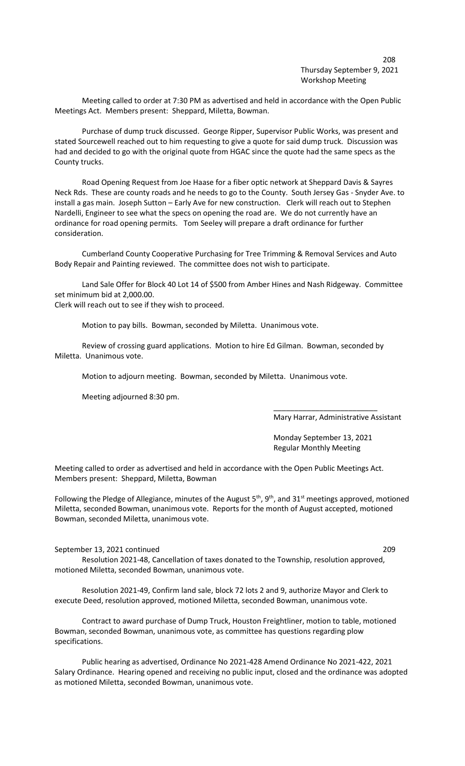Thursday September 9, 2021
Workshop Meeting

Meeting called to order at 7:30 PM as advertised and held in accordance with the Open Public Meetings Act. Members present: Sheppard, Miletta, Bowman.

Purchase of dump truck discussed. George Ripper, Supervisor Public Works, was present and stated Sourcewell reached out to him requesting to give a quote for said dump truck. Discussion was had and decided to go with the original quote from HGAC since the quote had the same specs as the County trucks.

Road Opening Request from Joe Haase for a fiber optic network at Sheppard Davis & Sayres Neck Rds. These are county roads and he needs to go to the County. South Jersey Gas - Snyder Ave. to install a gas main. Joseph Sutton – Early Ave for new construction. Clerk will reach out to Stephen Nardelli, Engineer to see what the specs on opening the road are. We do not currently have an ordinance for road opening permits. Tom Seeley will prepare a draft ordinance for further consideration.

Cumberland County Cooperative Purchasing for Tree Trimming & Removal Services and Auto Body Repair and Painting reviewed. The committee does not wish to participate.

Land Sale Offer for Block 40 Lot 14 of $500 from Amber Hines and Nash Ridgeway. Committee set minimum bid at 2,000.00.
Clerk will reach out to see if they wish to proceed.

Motion to pay bills. Bowman, seconded by Miletta. Unanimous vote.

Review of crossing guard applications. Motion to hire Ed Gilman. Bowman, seconded by Miletta. Unanimous vote.

Motion to adjourn meeting. Bowman, seconded by Miletta. Unanimous vote.

Meeting adjourned 8:30 pm.

_________________________
Mary Harrar, Administrative Assistant

Monday September 13, 2021
Regular Monthly Meeting

Meeting called to order as advertised and held in accordance with the Open Public Meetings Act. Members present: Sheppard, Miletta, Bowman

Following the Pledge of Allegiance, minutes of the August 5th, 9th, and 31st meetings approved, motioned Miletta, seconded Bowman, unanimous vote. Reports for the month of August accepted, motioned Bowman, seconded Miletta, unanimous vote.

September 13, 2021 continued

Resolution 2021-48, Cancellation of taxes donated to the Township, resolution approved, motioned Miletta, seconded Bowman, unanimous vote.

Resolution 2021-49, Confirm land sale, block 72 lots 2 and 9, authorize Mayor and Clerk to execute Deed, resolution approved, motioned Miletta, seconded Bowman, unanimous vote.

Contract to award purchase of Dump Truck, Houston Freightliner, motion to table, motioned Bowman, seconded Bowman, unanimous vote, as committee has questions regarding plow specifications.

Public hearing as advertised, Ordinance No 2021-428 Amend Ordinance No 2021-422, 2021 Salary Ordinance. Hearing opened and receiving no public input, closed and the ordinance was adopted as motioned Miletta, seconded Bowman, unanimous vote.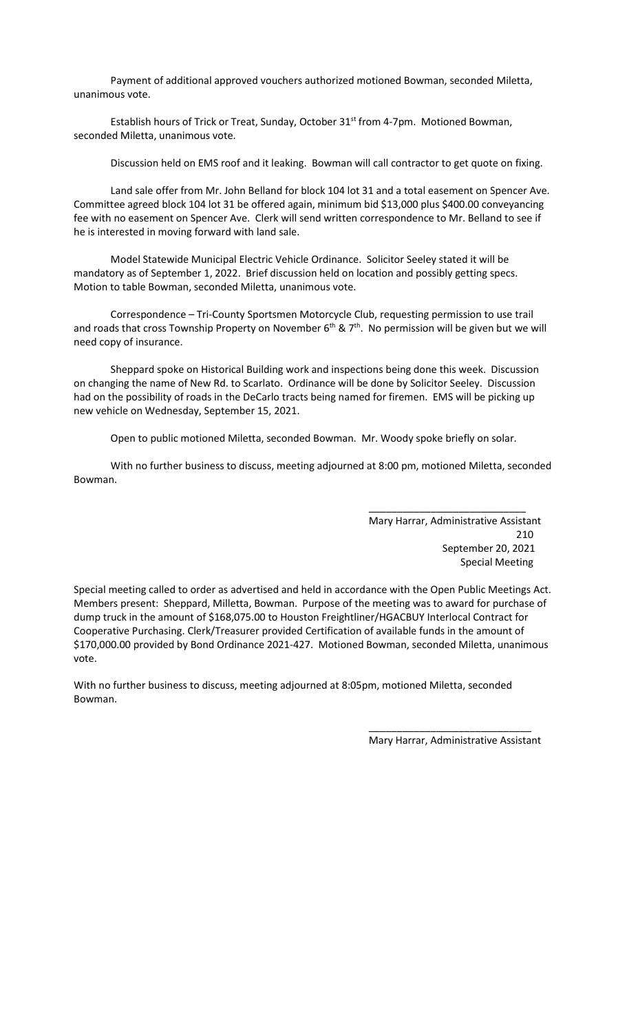Payment of additional approved vouchers authorized motioned Bowman, seconded Miletta, unanimous vote.

Establish hours of Trick or Treat, Sunday, October 31st from 4-7pm. Motioned Bowman, seconded Miletta, unanimous vote.

Discussion held on EMS roof and it leaking. Bowman will call contractor to get quote on fixing.

Land sale offer from Mr. John Belland for block 104 lot 31 and a total easement on Spencer Ave. Committee agreed block 104 lot 31 be offered again, minimum bid $13,000 plus $400.00 conveyancing fee with no easement on Spencer Ave. Clerk will send written correspondence to Mr. Belland to see if he is interested in moving forward with land sale.

Model Statewide Municipal Electric Vehicle Ordinance. Solicitor Seeley stated it will be mandatory as of September 1, 2022. Brief discussion held on location and possibly getting specs. Motion to table Bowman, seconded Miletta, unanimous vote.

Correspondence – Tri-County Sportsmen Motorcycle Club, requesting permission to use trail and roads that cross Township Property on November 6th & 7th. No permission will be given but we will need copy of insurance.

Sheppard spoke on Historical Building work and inspections being done this week. Discussion on changing the name of New Rd. to Scarlato. Ordinance will be done by Solicitor Seeley. Discussion had on the possibility of roads in the DeCarlo tracts being named for firemen. EMS will be picking up new vehicle on Wednesday, September 15, 2021.

Open to public motioned Miletta, seconded Bowman. Mr. Woody spoke briefly on solar.

With no further business to discuss, meeting adjourned at 8:00 pm, motioned Miletta, seconded Bowman.

\_\_\_\_\_\_\_\_\_\_\_\_\_\_\_\_\_\_\_\_\_\_\_\_\_\_\_\_

Mary Harrar, Administrative Assistant

210

September 20, 2021

Special Meeting

Special meeting called to order as advertised and held in accordance with the Open Public Meetings Act. Members present: Sheppard, Milletta, Bowman. Purpose of the meeting was to award for purchase of dump truck in the amount of $168,075.00 to Houston Freightliner/HGACBUY Interlocal Contract for Cooperative Purchasing. Clerk/Treasurer provided Certification of available funds in the amount of $170,000.00 provided by Bond Ordinance 2021-427. Motioned Bowman, seconded Miletta, unanimous vote.

With no further business to discuss, meeting adjourned at 8:05pm, motioned Miletta, seconded Bowman.

\_\_\_\_\_\_\_\_\_\_\_\_\_\_\_\_\_\_\_\_\_\_\_\_\_\_\_\_

Mary Harrar, Administrative Assistant